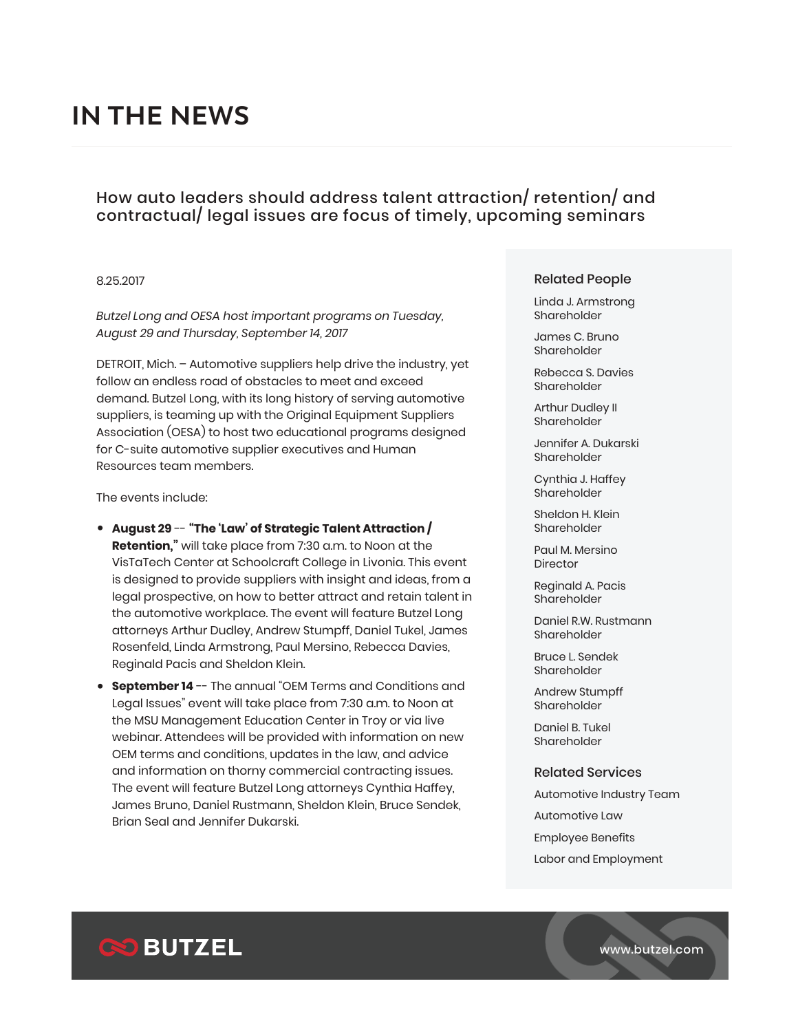# IN THE NEWS

## How auto leaders should address talent attraction/ retention/ and contractual/ legal issues are focus of timely, upcoming seminars

8.25.2017

*Butzel Long and OESA host important programs on Tuesday, August 29 and Thursday, September 14, 2017*

DETROIT, Mich. – Automotive suppliers help drive the industry, yet follow an endless road of obstacles to meet and exceed demand. Butzel Long, with its long history of serving automotive suppliers, is teaming up with the Original Equipment Suppliers Association (OESA) to host two educational programs designed for C-suite automotive supplier executives and Human Resources team members.

The events include:

- **August 29** -- **"The 'Law' of Strategic Talent Attraction / Retention,"** will take place from 7:30 a.m. to Noon at the VisTaTech Center at Schoolcraft College in Livonia. This event is designed to provide suppliers with insight and ideas, from a legal prospective, on how to better attract and retain talent in the automotive workplace. The event will feature Butzel Long attorneys Arthur Dudley, Andrew Stumpff, Daniel Tukel, James Rosenfeld, Linda Armstrong, Paul Mersino, Rebecca Davies, Reginald Pacis and Sheldon Klein.
- **September 14** -- The annual "OEM Terms and Conditions and Legal Issues" event will take place from 7:30 a.m. to Noon at the MSU Management Education Center in Troy or via live webinar. Attendees will be provided with information on new OEM terms and conditions, updates in the law, and advice and information on thorny commercial contracting issues. The event will feature Butzel Long attorneys Cynthia Haffey, James Bruno, Daniel Rustmann, Sheldon Klein, Bruce Sendek, Brian Seal and Jennifer Dukarski.

### Related People

Linda J. Armstrong
Shareholder

James C. Bruno
Shareholder

Rebecca S. Davies
Shareholder

Arthur Dudley II
Shareholder

Jennifer A. Dukarski
Shareholder

Cynthia J. Haffey
Shareholder

Sheldon H. Klein
Shareholder

Paul M. Mersino
Director

Reginald A. Pacis
Shareholder

Daniel R.W. Rustmann
Shareholder

Bruce L. Sendek
Shareholder

Andrew Stumpff
Shareholder

Daniel B. Tukel
Shareholder

### Related Services

Automotive Industry Team

Automotive Law

Employee Benefits

Labor and Employment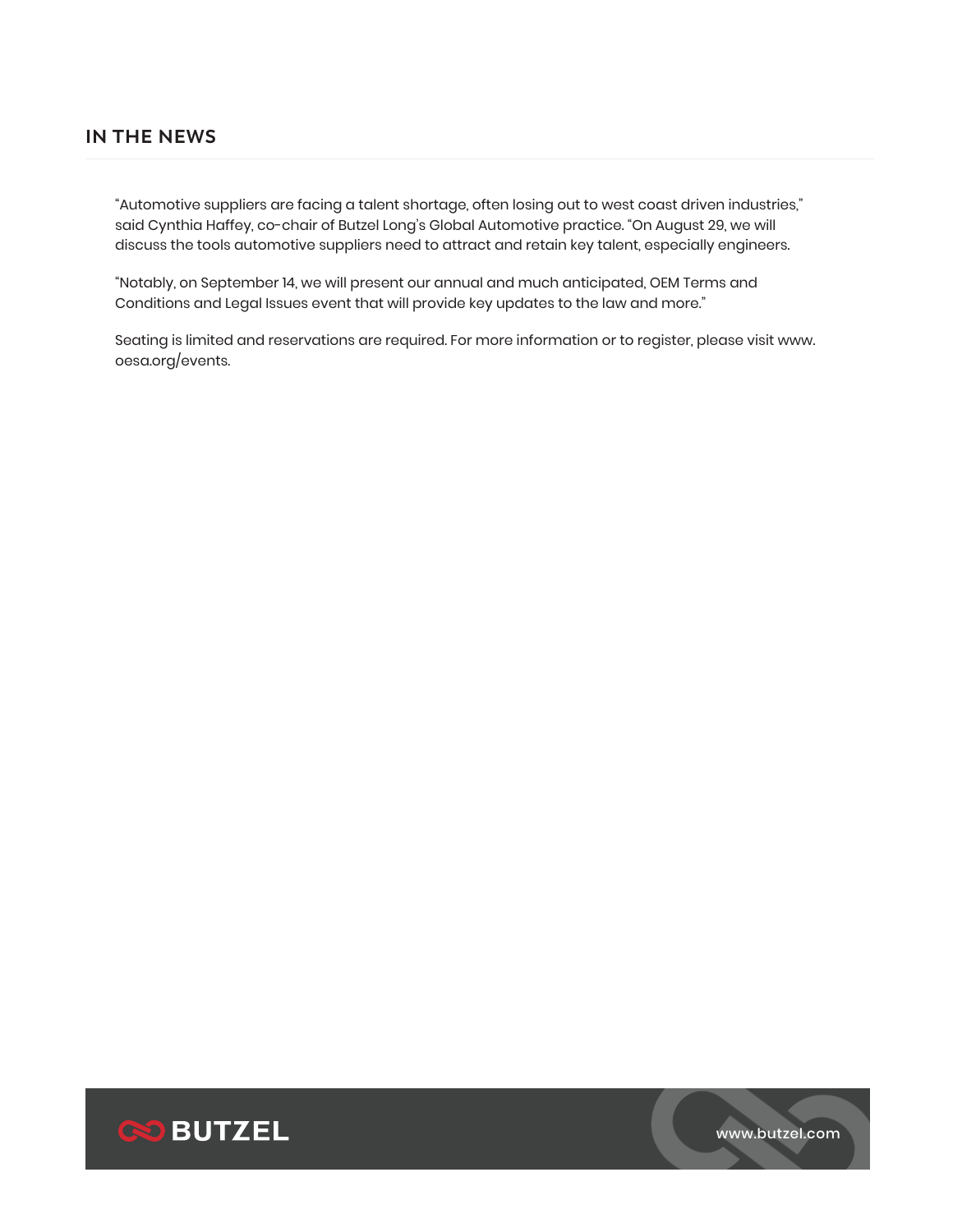## IN THE NEWS

"Automotive suppliers are facing a talent shortage, often losing out to west coast driven industries," said Cynthia Haffey, co-chair of Butzel Long's Global Automotive practice. "On August 29, we will discuss the tools automotive suppliers need to attract and retain key talent, especially engineers.

"Notably, on September 14, we will present our annual and much anticipated, OEM Terms and Conditions and Legal Issues event that will provide key updates to the law and more."

Seating is limited and reservations are required. For more information or to register, please visit www.oesa.org/events.